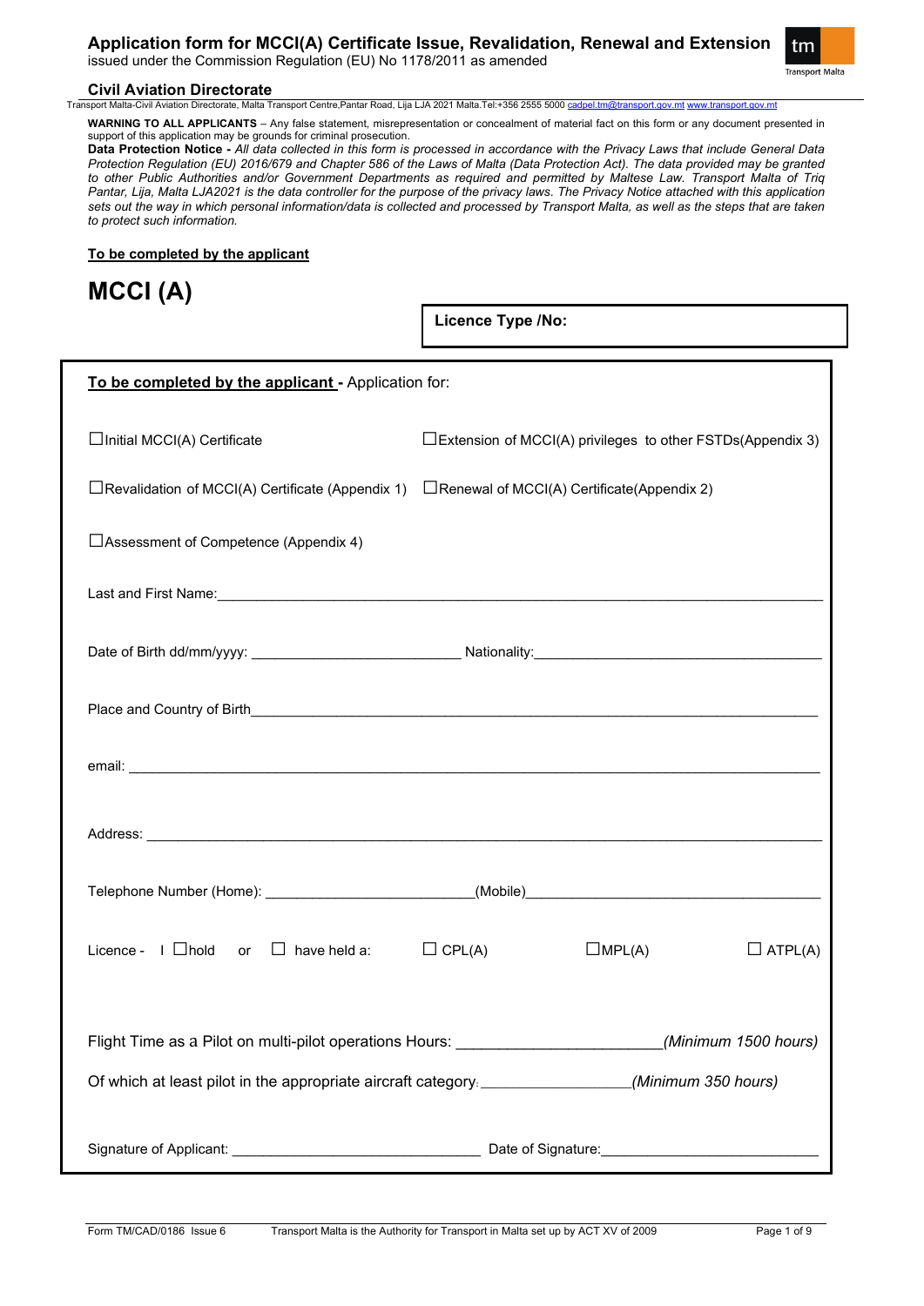# Application form for MCCI(A) Certificate Issue, Revalidation, Renewal and Extension

issued under the Commission Regulation (EU) No 1178/2011 as amended

**Civil Aviation Directorate**

Transport Malta-Civil Aviation Directorate, Malta Transport Centre,Pantar Road, Lija LJA 2021 Malta.Tel:+356 2555 5000 cadpel.tm@transport.gov.mt www.transport.gov.mt

**WARNING TO ALL APPLICANTS** – Any false statement, misrepresentation or concealment of material fact on this form or any document presented in support of this application may be grounds for criminal prosecution.

**Data Protection Notice -** *All data collected in this form is processed in accordance with the Privacy Laws that include General Data Protection Regulation (EU) 2016/679 and Chapter 586 of the Laws of Malta (Data Protection Act). The data provided may be granted to other Public Authorities and/or Government Departments as required and permitted by Maltese Law. Transport Malta of Triq Pantar, Lija, Malta LJA2021 is the data controller for the purpose of the privacy laws. The Privacy Notice attached with this application sets out the way in which personal information/data is collected and processed by Transport Malta, as well as the steps that are taken to protect such information.*

**To be completed by the applicant**

# MCCI (A)

**Licence Type /No:**

**To be completed by the applicant -** Application for:

☐Initial MCCI(A) Certificate

☐Extension of MCCI(A) privileges to other FSTDs(Appendix 3)

☐Revalidation of MCCI(A) Certificate (Appendix 1)

☐Renewal of MCCI(A) Certificate(Appendix 2)

☐Assessment of Competence (Appendix 4)

Last and First Name:\_\_\_\_\_\_\_\_\_\_\_\_\_\_\_\_\_\_\_\_\_\_\_\_\_\_\_\_\_\_\_\_\_\_\_\_\_\_\_\_

Date of Birth dd/mm/yyyy: \_\_\_\_\_\_\_\_\_\_\_\_\_\_\_\_\_\_ Nationality:\_\_\_\_\_\_\_\_\_\_\_\_\_\_\_\_\_\_\_\_\_\_\_\_

Place and Country of Birth\_\_\_\_\_\_\_\_\_\_\_\_\_\_\_\_\_\_\_\_\_\_\_\_\_\_\_\_\_\_\_\_\_\_\_\_\_\_\_\_

email: \_\_\_\_\_\_\_\_\_\_\_\_\_\_\_\_\_\_\_\_\_\_\_\_\_\_\_\_\_\_\_\_\_\_\_\_\_\_\_\_

Address: \_\_\_\_\_\_\_\_\_\_\_\_\_\_\_\_\_\_\_\_\_\_\_\_\_\_\_\_\_\_\_\_\_\_\_\_\_\_\_\_

Telephone Number (Home): \_\_\_\_\_\_\_\_\_\_\_\_\_\_\_\_\_\_(Mobile)\_\_\_\_\_\_\_\_\_\_\_\_\_\_\_\_\_\_\_\_\_\_\_\_

Licence - I ☐hold or ☐ have held a: ☐ CPL(A) ☐MPL(A) ☐ ATPL(A)

Flight Time as a Pilot on multi-pilot operations Hours: \_\_\_\_\_\_\_\_\_\_\_\_\_\_\_\_*(Minimum 1500 hours)*

Of which at least pilot in the appropriate aircraft category: \_\_\_\_\_\_\_\_\_\_\_\_\_\_*(Minimum 350 hours)*

Signature of Applicant: \_\_\_\_\_\_\_\_\_\_\_\_\_\_\_\_\_\_\_\_\_\_ Date of Signature:\_\_\_\_\_\_\_\_\_\_\_\_\_\_\_\_\_\_\_\_

Form TM/CAD/0186 Issue 6 Transport Malta is the Authority for Transport in Malta set up by ACT XV of 2009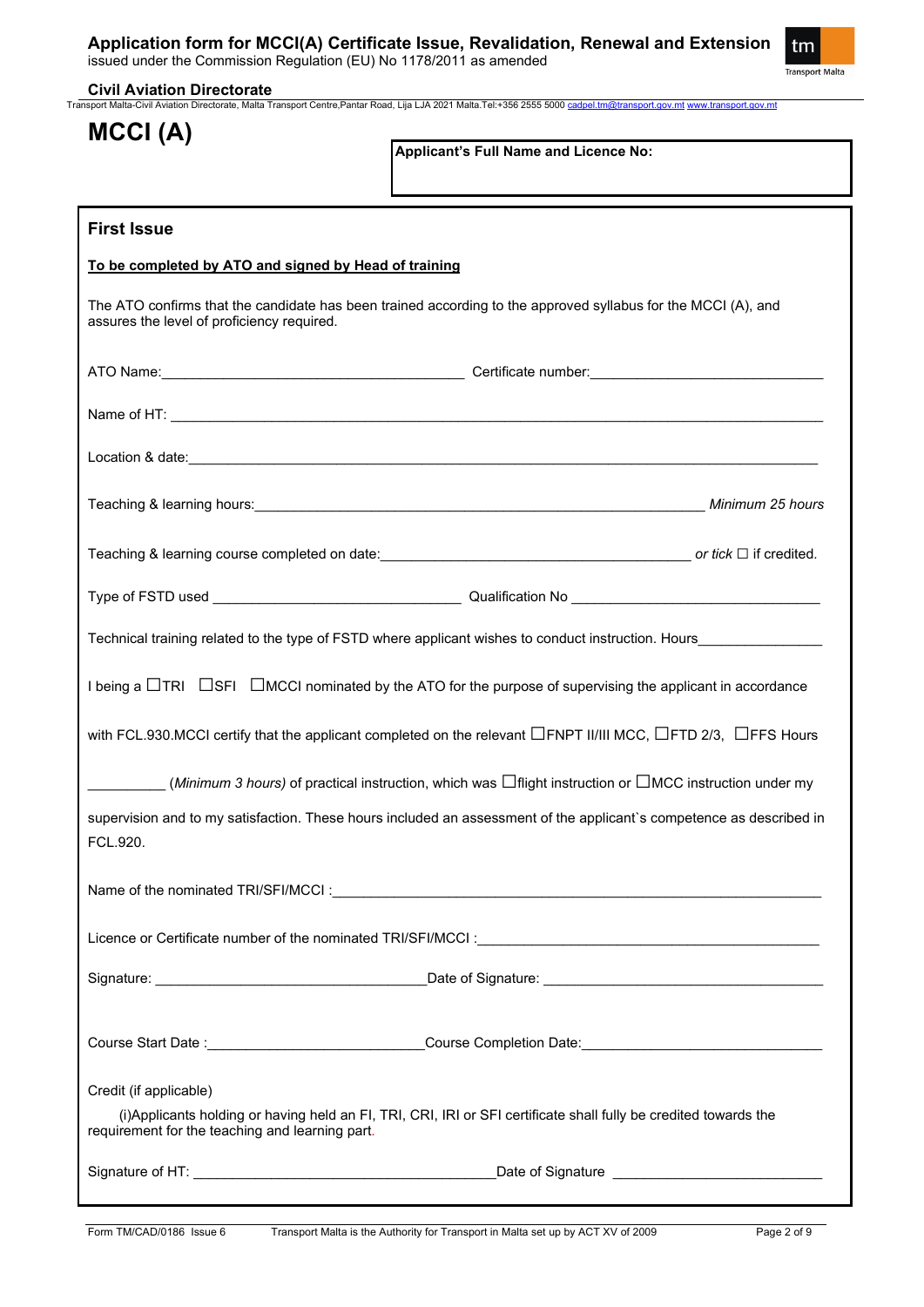# Application form for MCCI(A) Certificate Issue, Revalidation, Renewal and Extension

issued under the Commission Regulation (EU) No 1178/2011 as amended

**Civil Aviation Directorate**

Transport Malta-Civil Aviation Directorate, Malta Transport Centre,Pantar Road, Lija LJA 2021 Malta.Tel:+356 2555 5000 cadpel.tm@transport.gov.mt www.transport.gov.mt

# MCCI (A)

**Applicant's Full Name and Licence No:**

## First Issue

**To be completed by ATO and signed by Head of training**

The ATO confirms that the candidate has been trained according to the approved syllabus for the MCCI (A), and assures the level of proficiency required.

ATO Name:______________________________________ Certificate number:______________________________

Name of HT: ________________________________________________________________________________

Location & date:______________________________________________________________________________

Teaching & learning hours:__________________________________________________________ *Minimum 25 hours*

Teaching & learning course completed on date:________________________________________ *or tick* ☐ if credited.

Type of FSTD used _______________________________ Qualification No _______________________________

Technical training related to the type of FSTD where applicant wishes to conduct instruction. Hours_______________

I being a ☐TRI ☐SFI ☐MCCI nominated by the ATO for the purpose of supervising the applicant in accordance with FCL.930.MCCI certify that the applicant completed on the relevant ☐FNPT II/III MCC, ☐FTD 2/3, ☐FFS Hours __________ (*Minimum 3 hours)* of practical instruction, which was ☐flight instruction or ☐MCC instruction under my supervision and to my satisfaction. These hours included an assessment of the applicant`s competence as described in FCL.920.

Name of the nominated TRI/SFI/MCCI :_________________________________________________________________

Licence or Certificate number of the nominated TRI/SFI/MCCI :____________________________________________

Signature: __________________________________Date of Signature: ___________________________________

Course Start Date :___________________________Course Completion Date:______________________________

Credit (if applicable)

(i)Applicants holding or having held an FI, TRI, CRI, IRI or SFI certificate shall fully be credited towards the requirement for the teaching and learning part.

Signature of HT: ______________________________________Date of Signature ___________________________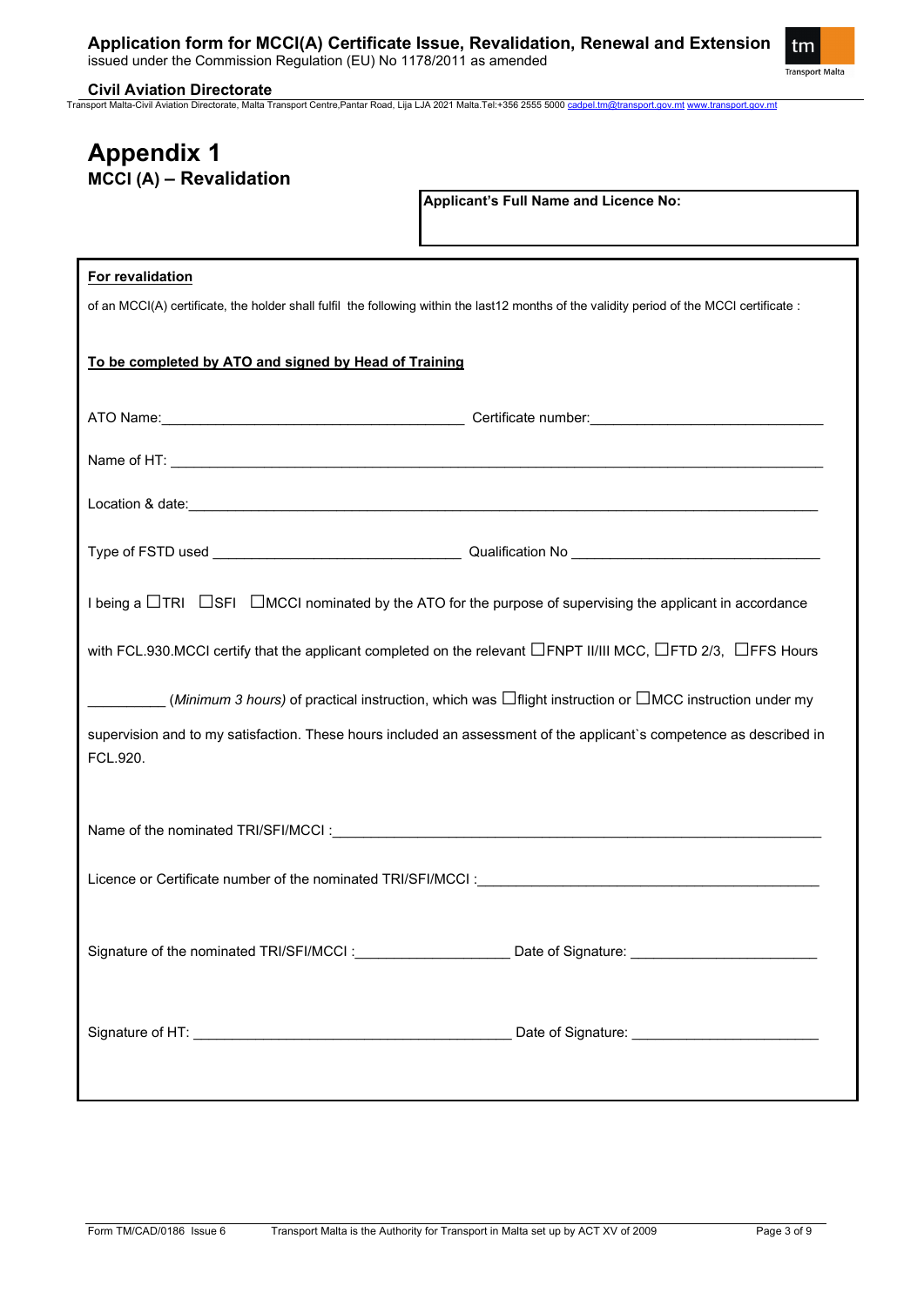# Appendix 1

## MCCI (A) – Revalidation

**Applicant's Full Name and Licence No:**

**For revalidation**

of an MCCI(A) certificate, the holder shall fulfil the following within the last12 months of the validity period of the MCCI certificate :

**To be completed by ATO and signed by Head of Training**

ATO Name:________________________________________ Certificate number:______________________________

Name of HT: ______________________________________________________________________________________

Location & date:___________________________________________________________________________________

Type of FSTD used ________________________________ Qualification No ________________________________

I being a ☐TRI ☐SFI ☐MCCI nominated by the ATO for the purpose of supervising the applicant in accordance with FCL.930.MCCI certify that the applicant completed on the relevant ☐FNPT II/III MCC, ☐FTD 2/3, ☐FFS Hours __________ *(Minimum 3 hours)* of practical instruction, which was ☐flight instruction or ☐MCC instruction under my supervision and to my satisfaction. These hours included an assessment of the applicant`s competence as described in FCL.920.

Name of the nominated TRI/SFI/MCCI :_______________________________________________________________

Licence or Certificate number of the nominated TRI/SFI/MCCI :____________________________________________

Signature of the nominated TRI/SFI/MCCI :____________________ Date of Signature: ________________________

Signature of HT: __________________________________________ Date of Signature: ________________________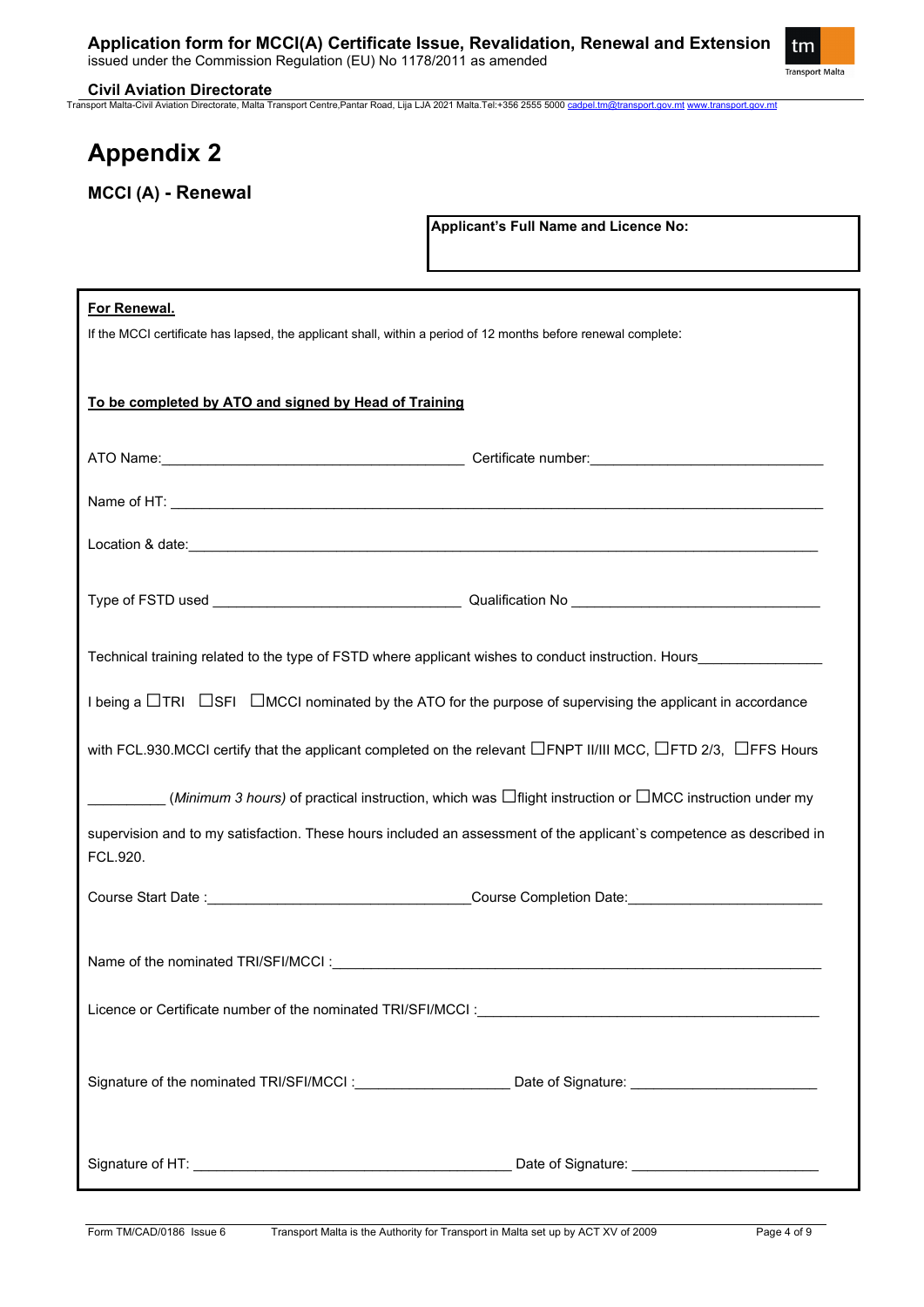# Appendix 2

## MCCI (A) - Renewal

| **Applicant's Full Name and Licence No:** |
|---|
| |

**For Renewal.**

If the MCCI certificate has lapsed, the applicant shall, within a period of 12 months before renewal complete:

**To be completed by ATO and signed by Head of Training**

ATO Name:\_\_\_\_\_\_\_\_\_\_\_\_\_\_\_\_\_\_\_\_\_\_\_\_\_\_\_\_\_\_\_\_\_\_\_\_\_\_ Certificate number:\_\_\_\_\_\_\_\_\_\_\_\_\_\_\_\_\_\_\_\_\_\_\_\_\_\_\_\_\_\_

Name of HT: \_\_\_\_\_\_\_\_\_\_\_\_\_\_\_\_\_\_\_\_\_\_\_\_\_\_\_\_\_\_\_\_\_\_\_\_\_\_\_\_\_\_\_\_\_\_\_\_\_\_\_\_\_\_\_\_\_\_\_\_\_\_\_\_\_\_\_\_\_\_\_\_\_\_\_\_\_\_\_\_

Location & date:\_\_\_\_\_\_\_\_\_\_\_\_\_\_\_\_\_\_\_\_\_\_\_\_\_\_\_\_\_\_\_\_\_\_\_\_\_\_\_\_\_\_\_\_\_\_\_\_\_\_\_\_\_\_\_\_\_\_\_\_\_\_\_\_\_\_\_\_\_\_\_\_\_\_\_\_\_\_

Type of FSTD used \_\_\_\_\_\_\_\_\_\_\_\_\_\_\_\_\_\_\_\_\_\_\_\_\_\_\_\_\_\_\_\_ Qualification No \_\_\_\_\_\_\_\_\_\_\_\_\_\_\_\_\_\_\_\_\_\_\_\_\_\_\_\_\_\_\_\_

Technical training related to the type of FSTD where applicant wishes to conduct instruction. Hours\_\_\_\_\_\_\_\_\_\_\_\_\_\_\_

I being a ☐TRI ☐SFI ☐MCCI nominated by the ATO for the purpose of supervising the applicant in accordance with FCL.930.MCCI certify that the applicant completed on the relevant ☐FNPT II/III MCC, ☐FTD 2/3, ☐FFS Hours \_\_\_\_\_\_\_\_\_\_ *(Minimum 3 hours)* of practical instruction, which was ☐flight instruction or ☐MCC instruction under my supervision and to my satisfaction. These hours included an assessment of the applicant`s competence as described in FCL.920.

Course Start Date :\_\_\_\_\_\_\_\_\_\_\_\_\_\_\_\_\_\_\_\_\_\_\_\_\_\_\_\_\_\_\_\_\_\_Course Completion Date:\_\_\_\_\_\_\_\_\_\_\_\_\_\_\_\_\_\_\_\_\_\_\_\_

Name of the nominated TRI/SFI/MCCI :\_\_\_\_\_\_\_\_\_\_\_\_\_\_\_\_\_\_\_\_\_\_\_\_\_\_\_\_\_\_\_\_\_\_\_\_\_\_\_\_\_\_\_\_\_\_\_\_\_\_\_\_\_\_\_\_\_\_\_\_\_\_

Licence or Certificate number of the nominated TRI/SFI/MCCI :\_\_\_\_\_\_\_\_\_\_\_\_\_\_\_\_\_\_\_\_\_\_\_\_\_\_\_\_\_\_\_\_\_\_\_\_\_\_\_\_\_\_\_

Signature of the nominated TRI/SFI/MCCI :\_\_\_\_\_\_\_\_\_\_\_\_\_\_\_\_\_\_\_ Date of Signature: \_\_\_\_\_\_\_\_\_\_\_\_\_\_\_\_\_\_\_\_\_\_\_

Signature of HT: \_\_\_\_\_\_\_\_\_\_\_\_\_\_\_\_\_\_\_\_\_\_\_\_\_\_\_\_\_\_\_\_\_\_\_\_\_\_\_\_ Date of Signature: \_\_\_\_\_\_\_\_\_\_\_\_\_\_\_\_\_\_\_\_\_\_\_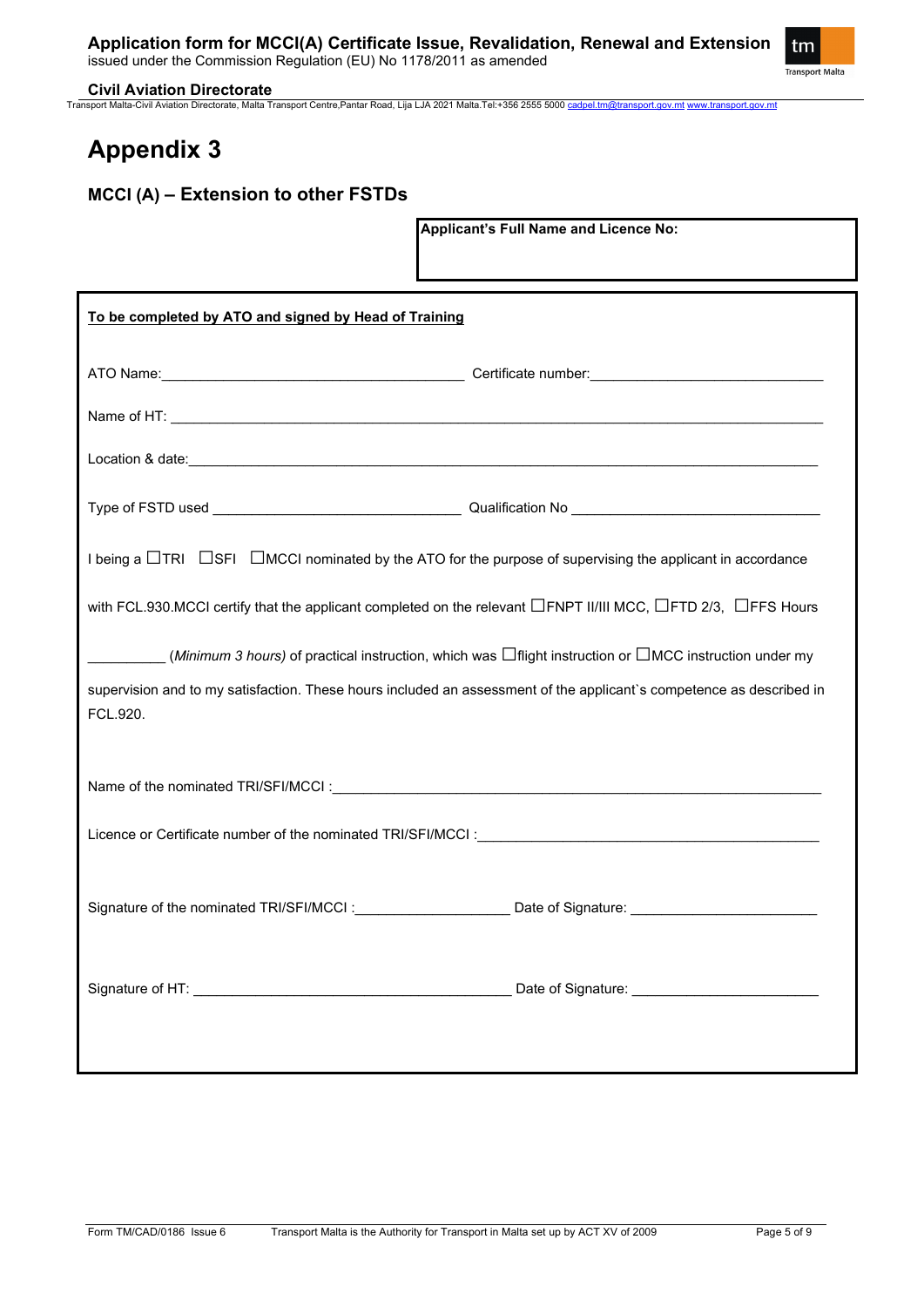# Appendix 3

## MCCI (A) – Extension to other FSTDs

**Applicant's Full Name and Licence No:**

**<u>To be completed by ATO and signed by Head of Training</u>**

ATO Name:________________________________________ Certificate number:______________________________

Name of HT: ________________________________________________________________________________

Location & date:_____________________________________________________________________________

Type of FSTD used _________________________________ Qualification No _________________________________

I being a ☐TRI ☐SFI ☐MCCI nominated by the ATO for the purpose of supervising the applicant in accordance with FCL.930.MCCI certify that the applicant completed on the relevant ☐FNPT II/III MCC, ☐FTD 2/3, ☐FFS Hours __________ (*Minimum 3 hours)* of practical instruction, which was ☐flight instruction or ☐MCC instruction under my supervision and to my satisfaction. These hours included an assessment of the applicant`s competence as described in FCL.920.

Name of the nominated TRI/SFI/MCCI :_________________________________________________________________

Licence or Certificate number of the nominated TRI/SFI/MCCI :____________________________________________

Signature of the nominated TRI/SFI/MCCI :____________________ Date of Signature: ________________________

Signature of HT: __________________________________________ Date of Signature: ________________________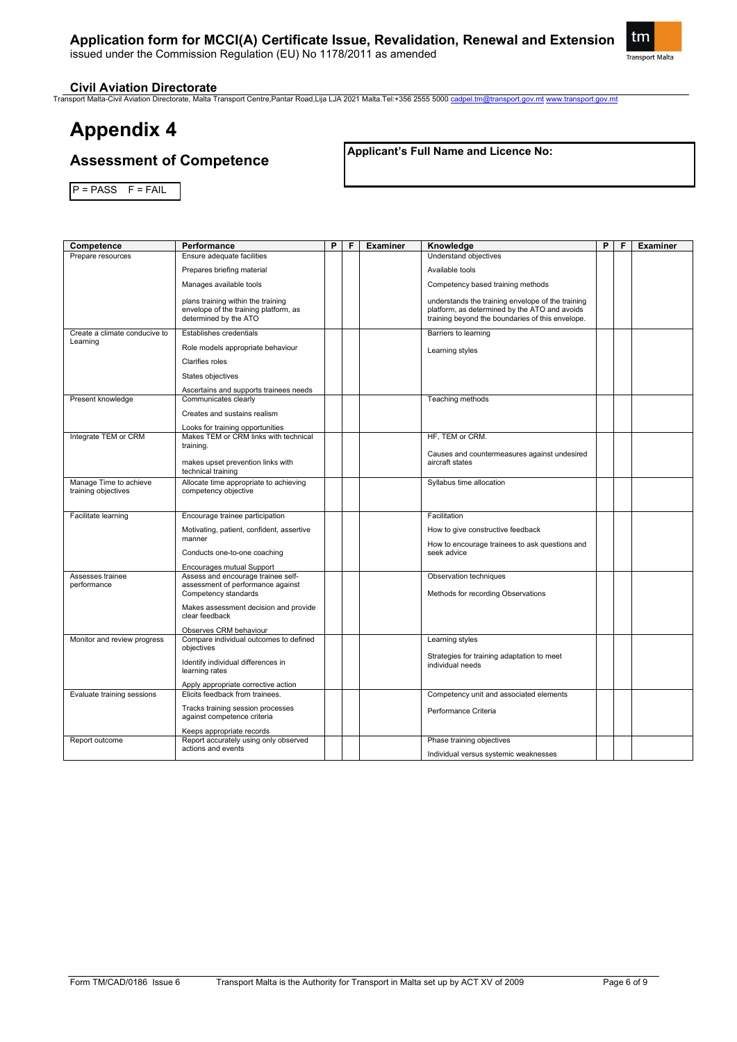# Appendix 4

## Assessment of Competence

**Applicant's Full Name and Licence No:**

P = PASS F = FAIL

| Competence | Performance | P | F | Examiner | Knowledge | P | F | Examiner |
|---|---|---|---|---|---|---|---|---|
| Prepare resources | Ensure adequate facilities<br>Prepares briefing material<br>Manages available tools<br>plans training within the training envelope of the training platform, as determined by the ATO | | | | Understand objectives<br>Available tools<br>Competency based training methods<br>understands the training envelope of the training platform, as determined by the ATO and avoids training beyond the boundaries of this envelope. | | | |
| Create a climate conducive to Learning | Establishes credentials<br>Role models appropriate behaviour<br>Clarifies roles<br>States objectives<br>Ascertains and supports trainees needs | | | | Barriers to learning<br>Learning styles | | | |
| Present knowledge | Communicates clearly<br>Creates and sustains realism<br>Looks for training opportunities | | | | Teaching methods | | | |
| Integrate TEM or CRM | Makes TEM or CRM links with technical training.<br>makes upset prevention links with technical training | | | | HF, TEM or CRM.<br>Causes and countermeasures against undesired aircraft states | | | |
| Manage Time to achieve training objectives | Allocate time appropriate to achieving competency objective | | | | Syllabus time allocation | | | |
| Facilitate learning | Encourage trainee participation<br>Motivating, patient, confident, assertive manner<br>Conducts one-to-one coaching<br>Encourages mutual Support | | | | Facilitation<br>How to give constructive feedback<br>How to encourage trainees to ask questions and seek advice | | | |
| Assesses trainee performance | Assess and encourage trainee self-assessment of performance against Competency standards<br>Makes assessment decision and provide clear feedback<br>Observes CRM behaviour | | | | Observation techniques<br>Methods for recording Observations | | | |
| Monitor and review progress | Compare individual outcomes to defined objectives<br>Identify individual differences in learning rates<br>Apply appropriate corrective action | | | | Learning styles<br>Strategies for training adaptation to meet individual needs | | | |
| Evaluate training sessions | Elicits feedback from trainees.<br>Tracks training session processes against competence criteria<br>Keeps appropriate records | | | | Competency unit and associated elements<br>Performance Criteria | | | |
| Report outcome | Report accurately using only observed actions and events | | | | Phase training objectives<br>Individual versus systemic weaknesses | | | |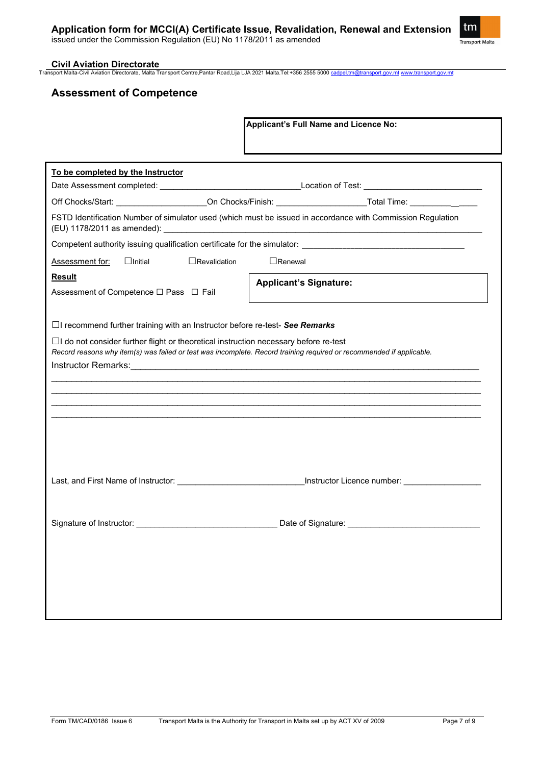# Assessment of Competence

**Applicant's Full Name and Licence No:**

**To be completed by the Instructor**

Date Assessment completed: ______________________________ Location of Test: __________________________

Off Chocks/Start: ____________________ On Chocks/Finish: ___________________ Total Time: ______________

FSTD Identification Number of simulator used (which must be issued in accordance with Commission Regulation (EU) 1178/2011 as amended): ________________________________________________________________

Competent authority issuing qualification certificate for the simulator: ___________________________________

Assessment for: ☐Initial ☐Revalidation ☐Renewal

**Result**

Assessment of Competence ☐ Pass ☐ Fail

**Applicant's Signature:**

☐I recommend further training with an Instructor before re-test- ***See Remarks***

☐I do not consider further flight or theoretical instruction necessary before re-test

*Record reasons why item(s) was failed or test was incomplete. Record training required or recommended if applicable.*

Instructor Remarks:_____________________________________________________________________________

___________________________________________________________________________________________

___________________________________________________________________________________________

___________________________________________________________________________________________

___________________________________________________________________________________________

Last, and First Name of Instructor: ___________________________ Instructor Licence number: ________________

Signature of Instructor: ______________________________ Date of Signature: ____________________________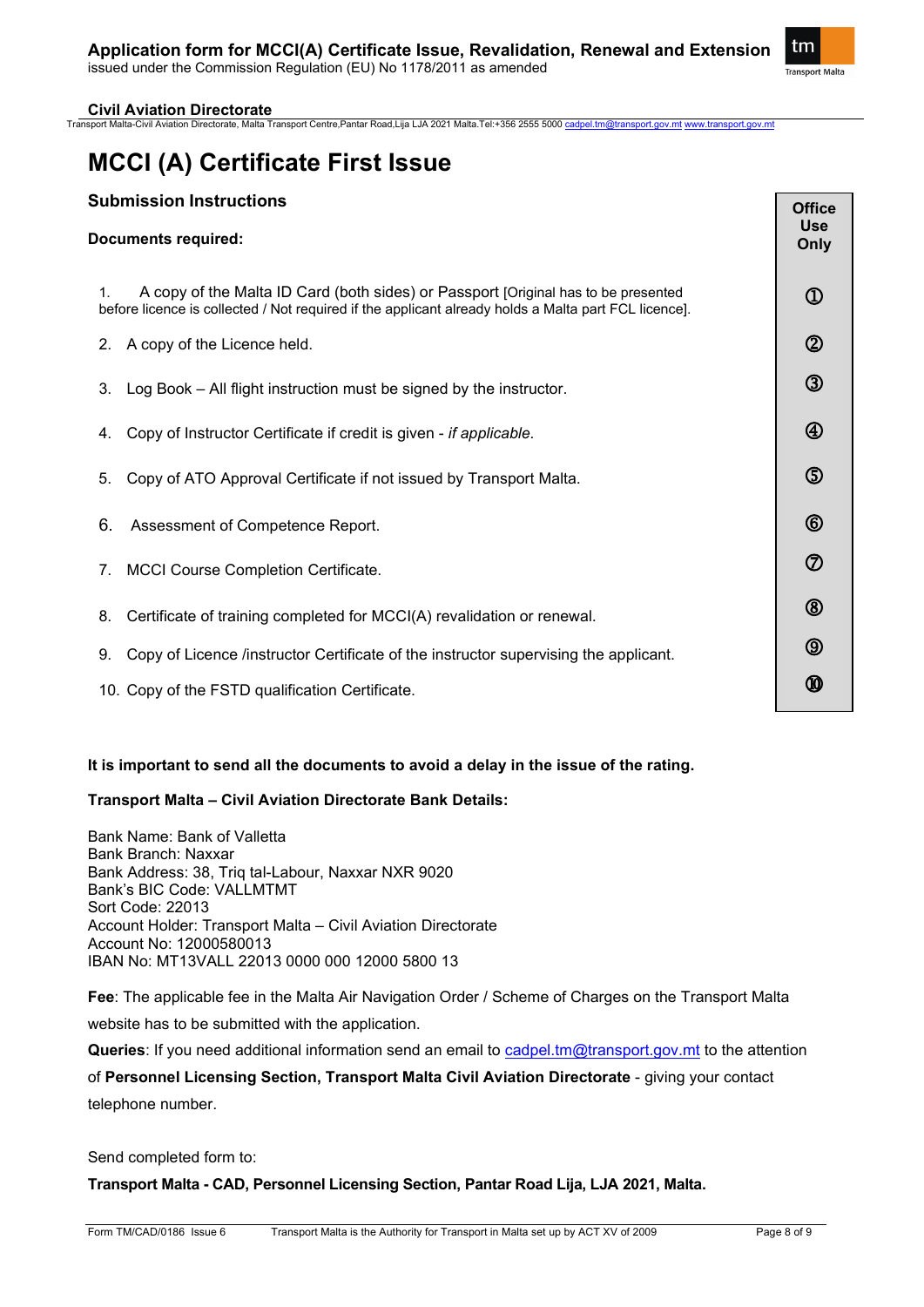# MCCI (A) Certificate First Issue

## Submission Instructions

**Documents required:**

| Document | Office Use Only |
|---|---|
| 1. A copy of the Malta ID Card (both sides) or Passport [Original has to be presented before licence is collected / Not required if the applicant already holds a Malta part FCL licence]. | ① |
| 2. A copy of the Licence held. | ② |
| 3. Log Book – All flight instruction must be signed by the instructor. | ③ |
| 4. Copy of Instructor Certificate if credit is given - *if applicable*. | ④ |
| 5. Copy of ATO Approval Certificate if not issued by Transport Malta. | ⑤ |
| 6. Assessment of Competence Report. | ⑥ |
| 7. MCCI Course Completion Certificate. | ⑦ |
| 8. Certificate of training completed for MCCI(A) revalidation or renewal. | ⑧ |
| 9. Copy of Licence /instructor Certificate of the instructor supervising the applicant. | ⑨ |
| 10. Copy of the FSTD qualification Certificate. | ⑩ |

**It is important to send all the documents to avoid a delay in the issue of the rating.**

**Transport Malta – Civil Aviation Directorate Bank Details:**

Bank Name: Bank of Valletta  
Bank Branch: Naxxar  
Bank Address: 38, Triq tal-Labour, Naxxar NXR 9020  
Bank's BIC Code: VALLMTMT  
Sort Code: 22013  
Account Holder: Transport Malta – Civil Aviation Directorate  
Account No: 12000580013  
IBAN No: MT13VALL 22013 0000 000 12000 5800 13

**Fee**: The applicable fee in the Malta Air Navigation Order / Scheme of Charges on the Transport Malta website has to be submitted with the application.

**Queries**: If you need additional information send an email to cadpel.tm@transport.gov.mt to the attention of **Personnel Licensing Section, Transport Malta Civil Aviation Directorate** - giving your contact telephone number.

Send completed form to:

**Transport Malta - CAD, Personnel Licensing Section, Pantar Road Lija, LJA 2021, Malta.**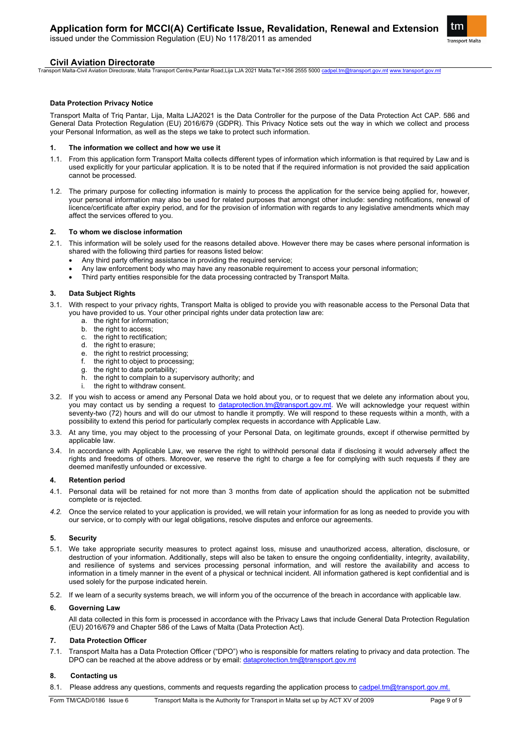**Data Protection Privacy Notice**

Transport Malta of Triq Pantar, Lija, Malta LJA2021 is the Data Controller for the purpose of the Data Protection Act CAP. 586 and General Data Protection Regulation (EU) 2016/679 (GDPR). This Privacy Notice sets out the way in which we collect and process your Personal Information, as well as the steps we take to protect such information.

**1. The information we collect and how we use it**

1.1. From this application form Transport Malta collects different types of information which information is that required by Law and is used explicitly for your particular application. It is to be noted that if the required information is not provided the said application cannot be processed.

1.2. The primary purpose for collecting information is mainly to process the application for the service being applied for, however, your personal information may also be used for related purposes that amongst other include: sending notifications, renewal of licence/certificate after expiry period, and for the provision of information with regards to any legislative amendments which may affect the services offered to you.

**2. To whom we disclose information**

2.1. This information will be solely used for the reasons detailed above. However there may be cases where personal information is shared with the following third parties for reasons listed below:

- Any third party offering assistance in providing the required service;
- Any law enforcement body who may have any reasonable requirement to access your personal information;
- Third party entities responsible for the data processing contracted by Transport Malta.

**3. Data Subject Rights**

3.1. With respect to your privacy rights, Transport Malta is obliged to provide you with reasonable access to the Personal Data that you have provided to us. Your other principal rights under data protection law are:

a. the right for information;
b. the right to access;
c. the right to rectification;
d. the right to erasure;
e. the right to restrict processing;
f. the right to object to processing;
g. the right to data portability;
h. the right to complain to a supervisory authority; and
i. the right to withdraw consent.

3.2. If you wish to access or amend any Personal Data we hold about you, or to request that we delete any information about you, you may contact us by sending a request to dataprotection.tm@transport.gov.mt. We will acknowledge your request within seventy-two (72) hours and will do our utmost to handle it promptly. We will respond to these requests within a month, with a possibility to extend this period for particularly complex requests in accordance with Applicable Law.

3.3. At any time, you may object to the processing of your Personal Data, on legitimate grounds, except if otherwise permitted by applicable law.

3.4. In accordance with Applicable Law, we reserve the right to withhold personal data if disclosing it would adversely affect the rights and freedoms of others. Moreover, we reserve the right to charge a fee for complying with such requests if they are deemed manifestly unfounded or excessive.

**4. Retention period**

4.1. Personal data will be retained for not more than 3 months from date of application should the application not be submitted complete or is rejected.

*4.2.* Once the service related to your application is provided, we will retain your information for as long as needed to provide you with our service, or to comply with our legal obligations, resolve disputes and enforce our agreements.

**5. Security**

5.1. We take appropriate security measures to protect against loss, misuse and unauthorized access, alteration, disclosure, or destruction of your information. Additionally, steps will also be taken to ensure the ongoing confidentiality, integrity, availability, and resilience of systems and services processing personal information, and will restore the availability and access to information in a timely manner in the event of a physical or technical incident. All information gathered is kept confidential and is used solely for the purpose indicated herein.

5.2. If we learn of a security systems breach, we will inform you of the occurrence of the breach in accordance with applicable law.

**6. Governing Law**

All data collected in this form is processed in accordance with the Privacy Laws that include General Data Protection Regulation (EU) 2016/679 and Chapter 586 of the Laws of Malta (Data Protection Act).

**7. Data Protection Officer**

7.1. Transport Malta has a Data Protection Officer ("DPO") who is responsible for matters relating to privacy and data protection. The DPO can be reached at the above address or by email: dataprotection.tm@transport.gov.mt

**8. Contacting us**

8.1. Please address any questions, comments and requests regarding the application process to cadpel.tm@transport.gov.mt.